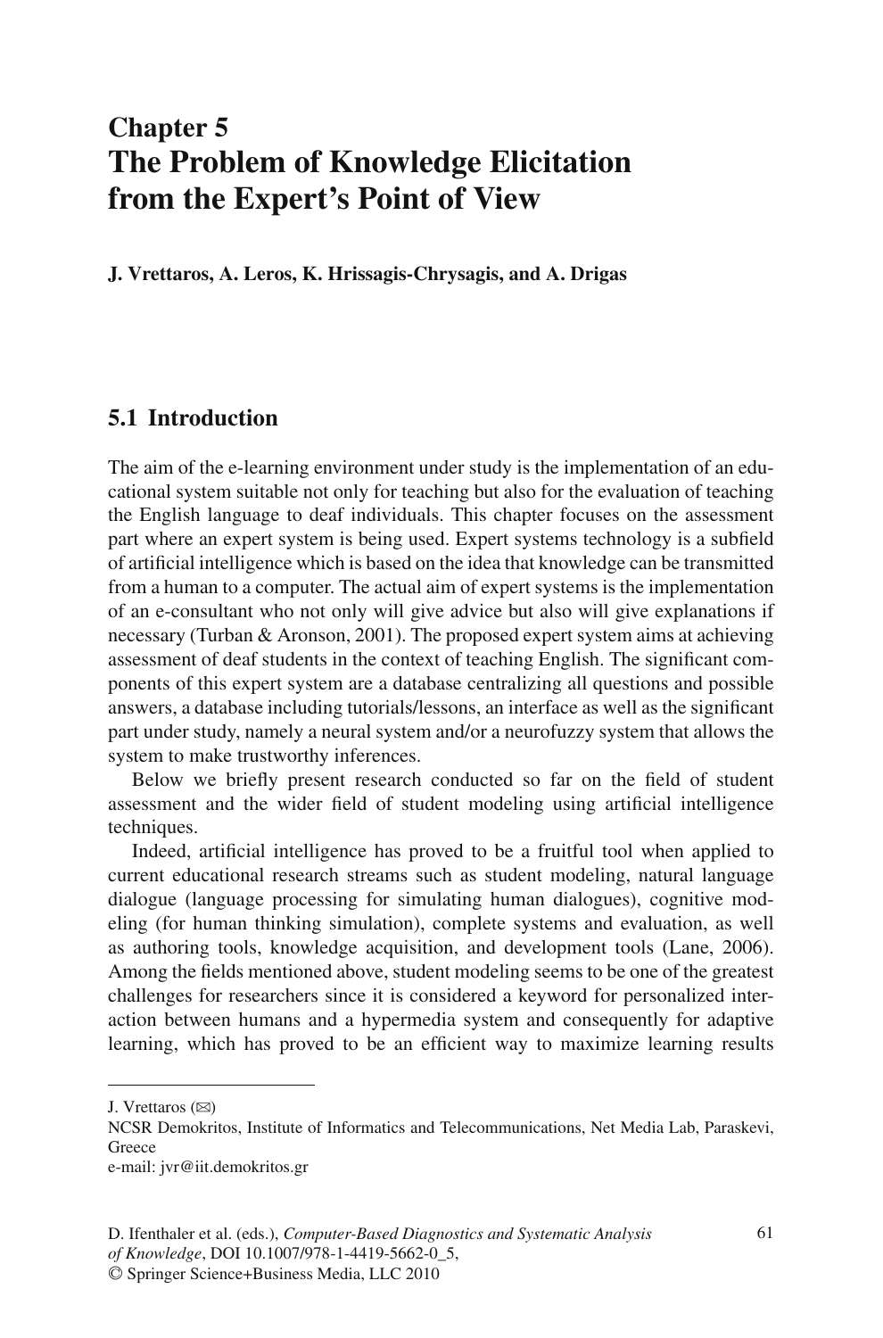# Chapter 5
# The Problem of Knowledge Elicitation from the Expert's Point of View

**J. Vrettaros, A. Leros, K. Hrissagis-Chrysagis, and A. Drigas**

## 5.1 Introduction

The aim of the e-learning environment under study is the implementation of an educational system suitable not only for teaching but also for the evaluation of teaching the English language to deaf individuals. This chapter focuses on the assessment part where an expert system is being used. Expert systems technology is a subfield of artificial intelligence which is based on the idea that knowledge can be transmitted from a human to a computer. The actual aim of expert systems is the implementation of an e-consultant who not only will give advice but also will give explanations if necessary (Turban & Aronson, 2001). The proposed expert system aims at achieving assessment of deaf students in the context of teaching English. The significant components of this expert system are a database centralizing all questions and possible answers, a database including tutorials/lessons, an interface as well as the significant part under study, namely a neural system and/or a neurofuzzy system that allows the system to make trustworthy inferences.

Below we briefly present research conducted so far on the field of student assessment and the wider field of student modeling using artificial intelligence techniques.

Indeed, artificial intelligence has proved to be a fruitful tool when applied to current educational research streams such as student modeling, natural language dialogue (language processing for simulating human dialogues), cognitive modeling (for human thinking simulation), complete systems and evaluation, as well as authoring tools, knowledge acquisition, and development tools (Lane, 2006). Among the fields mentioned above, student modeling seems to be one of the greatest challenges for researchers since it is considered a keyword for personalized interaction between humans and a hypermedia system and consequently for adaptive learning, which has proved to be an efficient way to maximize learning results

---

J. Vrettaros (✉)
NCSR Demokritos, Institute of Informatics and Telecommunications, Net Media Lab, Paraskevi, Greece
e-mail: jvr@iit.demokritos.gr

D. Ifenthaler et al. (eds.), *Computer-Based Diagnostics and Systematic Analysis of Knowledge*, DOI 10.1007/978-1-4419-5662-0_5,
© Springer Science+Business Media, LLC 2010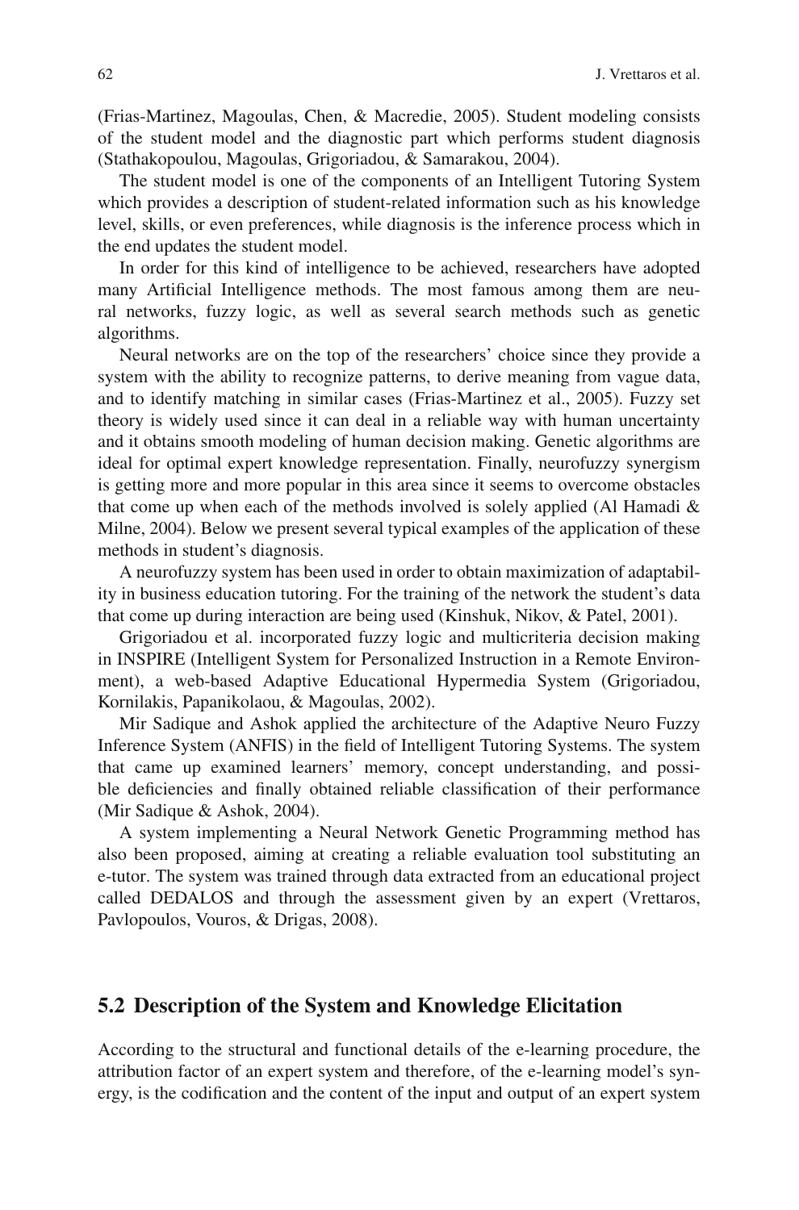(Frias-Martinez, Magoulas, Chen, & Macredie, 2005). Student modeling consists of the student model and the diagnostic part which performs student diagnosis (Stathakopoulou, Magoulas, Grigoriadou, & Samarakou, 2004).

The student model is one of the components of an Intelligent Tutoring System which provides a description of student-related information such as his knowledge level, skills, or even preferences, while diagnosis is the inference process which in the end updates the student model.

In order for this kind of intelligence to be achieved, researchers have adopted many Artificial Intelligence methods. The most famous among them are neural networks, fuzzy logic, as well as several search methods such as genetic algorithms.

Neural networks are on the top of the researchers' choice since they provide a system with the ability to recognize patterns, to derive meaning from vague data, and to identify matching in similar cases (Frias-Martinez et al., 2005). Fuzzy set theory is widely used since it can deal in a reliable way with human uncertainty and it obtains smooth modeling of human decision making. Genetic algorithms are ideal for optimal expert knowledge representation. Finally, neurofuzzy synergism is getting more and more popular in this area since it seems to overcome obstacles that come up when each of the methods involved is solely applied (Al Hamadi & Milne, 2004). Below we present several typical examples of the application of these methods in student's diagnosis.

A neurofuzzy system has been used in order to obtain maximization of adaptability in business education tutoring. For the training of the network the student's data that come up during interaction are being used (Kinshuk, Nikov, & Patel, 2001).

Grigoriadou et al. incorporated fuzzy logic and multicriteria decision making in INSPIRE (Intelligent System for Personalized Instruction in a Remote Environment), a web-based Adaptive Educational Hypermedia System (Grigoriadou, Kornilakis, Papanikolaou, & Magoulas, 2002).

Mir Sadique and Ashok applied the architecture of the Adaptive Neuro Fuzzy Inference System (ANFIS) in the field of Intelligent Tutoring Systems. The system that came up examined learners' memory, concept understanding, and possible deficiencies and finally obtained reliable classification of their performance (Mir Sadique & Ashok, 2004).

A system implementing a Neural Network Genetic Programming method has also been proposed, aiming at creating a reliable evaluation tool substituting an e-tutor. The system was trained through data extracted from an educational project called DEDALOS and through the assessment given by an expert (Vrettaros, Pavlopoulos, Vouros, & Drigas, 2008).

## 5.2 Description of the System and Knowledge Elicitation

According to the structural and functional details of the e-learning procedure, the attribution factor of an expert system and therefore, of the e-learning model's synergy, is the codification and the content of the input and output of an expert system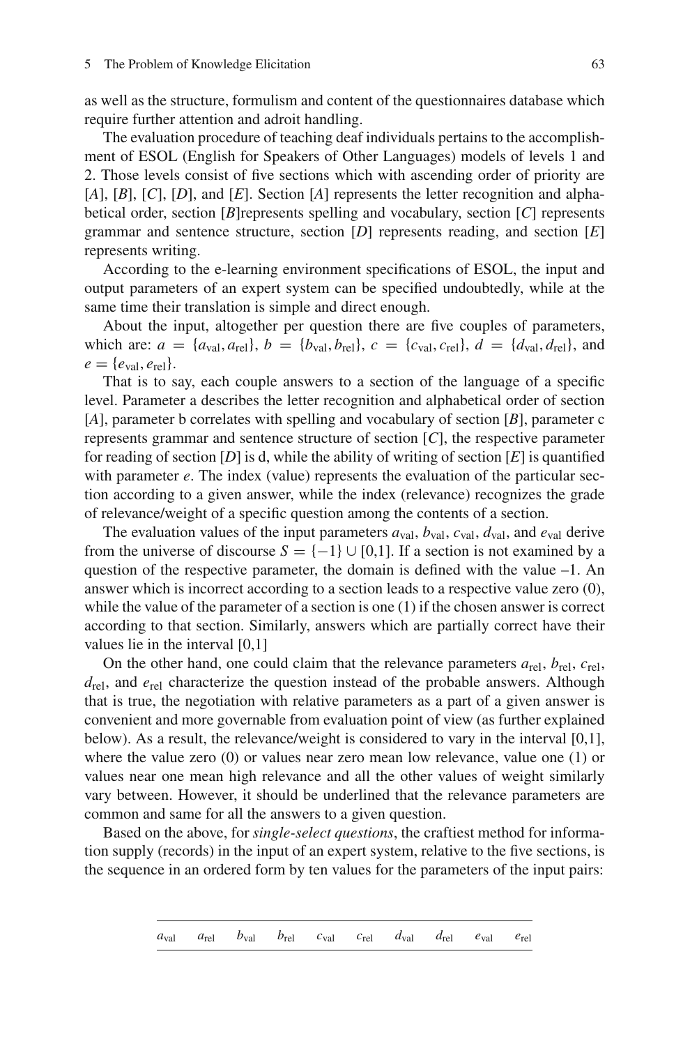as well as the structure, formulism and content of the questionnaires database which require further attention and adroit handling.

The evaluation procedure of teaching deaf individuals pertains to the accomplishment of ESOL (English for Speakers of Other Languages) models of levels 1 and 2. Those levels consist of five sections which with ascending order of priority are [*A*], [*B*], [*C*], [*D*], and [*E*]. Section [*A*] represents the letter recognition and alphabetical order, section [*B*]represents spelling and vocabulary, section [*C*] represents grammar and sentence structure, section [*D*] represents reading, and section [*E*] represents writing.

According to the e-learning environment specifications of ESOL, the input and output parameters of an expert system can be specified undoubtedly, while at the same time their translation is simple and direct enough.

About the input, altogether per question there are five couples of parameters, which are: $a = \{a_{\mathrm{val}}, a_{\mathrm{rel}}\}$, $b = \{b_{\mathrm{val}}, b_{\mathrm{rel}}\}$, $c = \{c_{\mathrm{val}}, c_{\mathrm{rel}}\}$, $d = \{d_{\mathrm{val}}, d_{\mathrm{rel}}\}$, and $e = \{e_{\mathrm{val}}, e_{\mathrm{rel}}\}$.

That is to say, each couple answers to a section of the language of a specific level. Parameter a describes the letter recognition and alphabetical order of section [*A*], parameter b correlates with spelling and vocabulary of section [*B*], parameter c represents grammar and sentence structure of section [*C*], the respective parameter for reading of section [*D*] is d, while the ability of writing of section [*E*] is quantified with parameter $e$. The index (value) represents the evaluation of the particular section according to a given answer, while the index (relevance) recognizes the grade of relevance/weight of a specific question among the contents of a section.

The evaluation values of the input parameters $a_{\mathrm{val}}$, $b_{\mathrm{val}}$, $c_{\mathrm{val}}$, $d_{\mathrm{val}}$, and $e_{\mathrm{val}}$ derive from the universe of discourse $S = \{-1\} \cup [0,1]$. If a section is not examined by a question of the respective parameter, the domain is defined with the value –1. An answer which is incorrect according to a section leads to a respective value zero (0), while the value of the parameter of a section is one (1) if the chosen answer is correct according to that section. Similarly, answers which are partially correct have their values lie in the interval [0,1]

On the other hand, one could claim that the relevance parameters $a_{\mathrm{rel}}$, $b_{\mathrm{rel}}$, $c_{\mathrm{rel}}$, $d_{\mathrm{rel}}$, and $e_{\mathrm{rel}}$ characterize the question instead of the probable answers. Although that is true, the negotiation with relative parameters as a part of a given answer is convenient and more governable from evaluation point of view (as further explained below). As a result, the relevance/weight is considered to vary in the interval [0,1], where the value zero (0) or values near zero mean low relevance, value one (1) or values near one mean high relevance and all the other values of weight similarly vary between. However, it should be underlined that the relevance parameters are common and same for all the answers to a given question.

Based on the above, for *single-select questions*, the craftiest method for information supply (records) in the input of an expert system, relative to the five sections, is the sequence in an ordered form by ten values for the parameters of the input pairs:

| $a_{\mathrm{val}}$ | $a_{\mathrm{rel}}$ | $b_{\mathrm{val}}$ | $b_{\mathrm{rel}}$ | $c_{\mathrm{val}}$ | $c_{\mathrm{rel}}$ | $d_{\mathrm{val}}$ | $d_{\mathrm{rel}}$ | $e_{\mathrm{val}}$ | $e_{\mathrm{rel}}$ |
|---|---|---|---|---|---|---|---|---|---|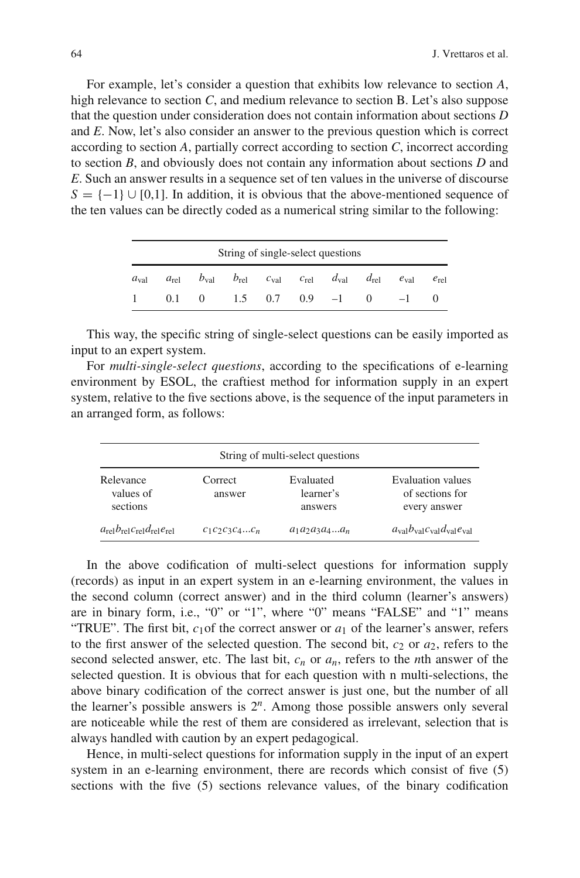For example, let's consider a question that exhibits low relevance to section *A*, high relevance to section *C*, and medium relevance to section B. Let's also suppose that the question under consideration does not contain information about sections *D* and *E*. Now, let's also consider an answer to the previous question which is correct according to section *A*, partially correct according to section *C*, incorrect according to section *B*, and obviously does not contain any information about sections *D* and *E*. Such an answer results in a sequence set of ten values in the universe of discourse $S = \{-1\} \cup [0,1]$. In addition, it is obvious that the above-mentioned sequence of the ten values can be directly coded as a numerical string similar to the following:

| String of single-select questions | | | | | | | | | |
|---|---|---|---|---|---|---|---|---|---|
| $a_{\text{val}}$ | $a_{\text{rel}}$ | $b_{\text{val}}$ | $b_{\text{rel}}$ | $c_{\text{val}}$ | $c_{\text{rel}}$ | $d_{\text{val}}$ | $d_{\text{rel}}$ | $e_{\text{val}}$ | $e_{\text{rel}}$ |
| 1 | 0.1 | 0 | 1.5 | 0.7 | 0.9 | –1 | 0 | –1 | 0 |

This way, the specific string of single-select questions can be easily imported as input to an expert system.

For *multi-single-select questions*, according to the specifications of e-learning environment by ESOL, the craftiest method for information supply in an expert system, relative to the five sections above, is the sequence of the input parameters in an arranged form, as follows:

| String of multi-select questions | | | |
|---|---|---|---|
| Relevance values of sections | Correct answer | Evaluated learner's answers | Evaluation values of sections for every answer |
| $a_{\text{rel}}b_{\text{rel}}c_{\text{rel}}d_{\text{rel}}e_{\text{rel}}$ | $c_1c_2c_3c_4...c_n$ | $a_1a_2a_3a_4...a_n$ | $a_{\text{val}}b_{\text{val}}c_{\text{val}}d_{\text{val}}e_{\text{val}}$ |

In the above codification of multi-select questions for information supply (records) as input in an expert system in an e-learning environment, the values in the second column (correct answer) and in the third column (learner's answers) are in binary form, i.e., "0" or "1", where "0" means "FALSE" and "1" means "TRUE". The first bit, $c_1$of the correct answer or $a_1$ of the learner's answer, refers to the first answer of the selected question. The second bit, $c_2$ or $a_2$, refers to the second selected answer, etc. The last bit, $c_n$ or $a_n$, refers to the *n*th answer of the selected question. It is obvious that for each question with n multi-selections, the above binary codification of the correct answer is just one, but the number of all the learner's possible answers is $2^n$. Among those possible answers only several are noticeable while the rest of them are considered as irrelevant, selection that is always handled with caution by an expert pedagogical.

Hence, in multi-select questions for information supply in the input of an expert system in an e-learning environment, there are records which consist of five (5) sections with the five (5) sections relevance values, of the binary codification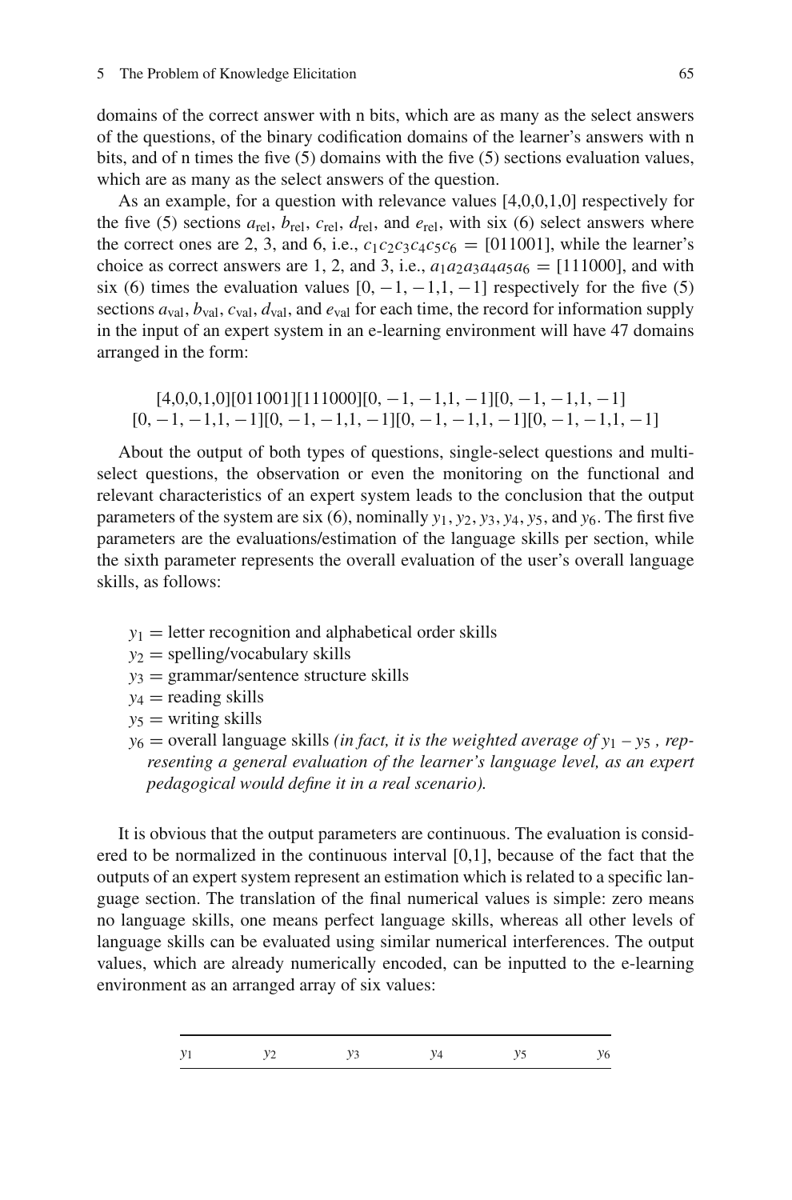domains of the correct answer with n bits, which are as many as the select answers of the questions, of the binary codification domains of the learner's answers with n bits, and of n times the five (5) domains with the five (5) sections evaluation values, which are as many as the select answers of the question.

As an example, for a question with relevance values [4,0,0,1,0] respectively for the five (5) sections $a_{\text{rel}}$, $b_{\text{rel}}$, $c_{\text{rel}}$, $d_{\text{rel}}$, and $e_{\text{rel}}$, with six (6) select answers where the correct ones are 2, 3, and 6, i.e., $c_1c_2c_3c_4c_5c_6 = [011001]$, while the learner's choice as correct answers are 1, 2, and 3, i.e., $a_1a_2a_3a_4a_5a_6 = [111000]$, and with six (6) times the evaluation values $[0, -1, -1, 1, -1]$ respectively for the five (5) sections $a_{\text{val}}$, $b_{\text{val}}$, $c_{\text{val}}$, $d_{\text{val}}$, and $e_{\text{val}}$ for each time, the record for information supply in the input of an expert system in an e-learning environment will have 47 domains arranged in the form:

$$[4,0,0,1,0][011001][111000][0,-1,-1,1,-1][0,-1,-1,1,-1]$$
$$[0,-1,-1,1,-1][0,-1,-1,1,-1][0,-1,-1,1,-1][0,-1,-1,1,-1]$$

About the output of both types of questions, single-select questions and multi-select questions, the observation or even the monitoring on the functional and relevant characteristics of an expert system leads to the conclusion that the output parameters of the system are six (6), nominally $y_1$, $y_2$, $y_3$, $y_4$, $y_5$, and $y_6$. The first five parameters are the evaluations/estimation of the language skills per section, while the sixth parameter represents the overall evaluation of the user's overall language skills, as follows:

- $y_1$ = letter recognition and alphabetical order skills
- $y_2$ = spelling/vocabulary skills
- $y_3$ = grammar/sentence structure skills
- $y_4$ = reading skills
- $y_5$ = writing skills
- $y_6$ = overall language skills *(in fact, it is the weighted average of $y_1 - y_5$, representing a general evaluation of the learner's language level, as an expert pedagogical would define it in a real scenario).*

It is obvious that the output parameters are continuous. The evaluation is considered to be normalized in the continuous interval [0,1], because of the fact that the outputs of an expert system represent an estimation which is related to a specific language section. The translation of the final numerical values is simple: zero means no language skills, one means perfect language skills, whereas all other levels of language skills can be evaluated using similar numerical interferences. The output values, which are already numerically encoded, can be inputted to the e-learning environment as an arranged array of six values:

| $y_1$ | $y_2$ | $y_3$ | $y_4$ | $y_5$ | $y_6$ |
|---|---|---|---|---|---|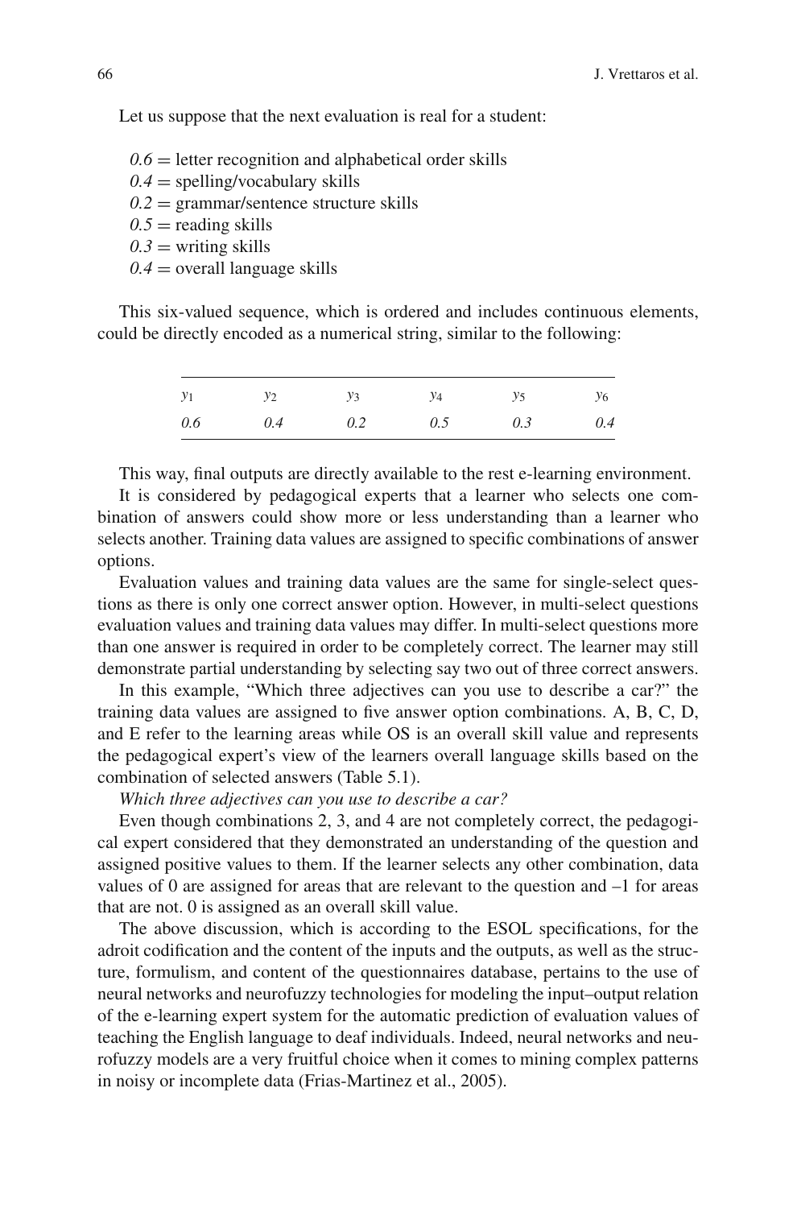Let us suppose that the next evaluation is real for a student:

*0.6* = letter recognition and alphabetical order skills  
*0.4* = spelling/vocabulary skills  
*0.2* = grammar/sentence structure skills  
*0.5* = reading skills  
*0.3* = writing skills  
*0.4* = overall language skills

This six-valued sequence, which is ordered and includes continuous elements, could be directly encoded as a numerical string, similar to the following:

| $y_1$ | $y_2$ | $y_3$ | $y_4$ | $y_5$ | $y_6$ |
|---|---|---|---|---|---|
| *0.6* | *0.4* | *0.2* | *0.5* | *0.3* | *0.4* |

This way, final outputs are directly available to the rest e-learning environment.

It is considered by pedagogical experts that a learner who selects one combination of answers could show more or less understanding than a learner who selects another. Training data values are assigned to specific combinations of answer options.

Evaluation values and training data values are the same for single-select questions as there is only one correct answer option. However, in multi-select questions evaluation values and training data values may differ. In multi-select questions more than one answer is required in order to be completely correct. The learner may still demonstrate partial understanding by selecting say two out of three correct answers.

In this example, "Which three adjectives can you use to describe a car?" the training data values are assigned to five answer option combinations. A, B, C, D, and E refer to the learning areas while OS is an overall skill value and represents the pedagogical expert's view of the learners overall language skills based on the combination of selected answers (Table 5.1).

*Which three adjectives can you use to describe a car?*

Even though combinations 2, 3, and 4 are not completely correct, the pedagogical expert considered that they demonstrated an understanding of the question and assigned positive values to them. If the learner selects any other combination, data values of 0 are assigned for areas that are relevant to the question and –1 for areas that are not. 0 is assigned as an overall skill value.

The above discussion, which is according to the ESOL specifications, for the adroit codification and the content of the inputs and the outputs, as well as the structure, formulism, and content of the questionnaires database, pertains to the use of neural networks and neurofuzzy technologies for modeling the input–output relation of the e-learning expert system for the automatic prediction of evaluation values of teaching the English language to deaf individuals. Indeed, neural networks and neurofuzzy models are a very fruitful choice when it comes to mining complex patterns in noisy or incomplete data (Frias-Martinez et al., 2005).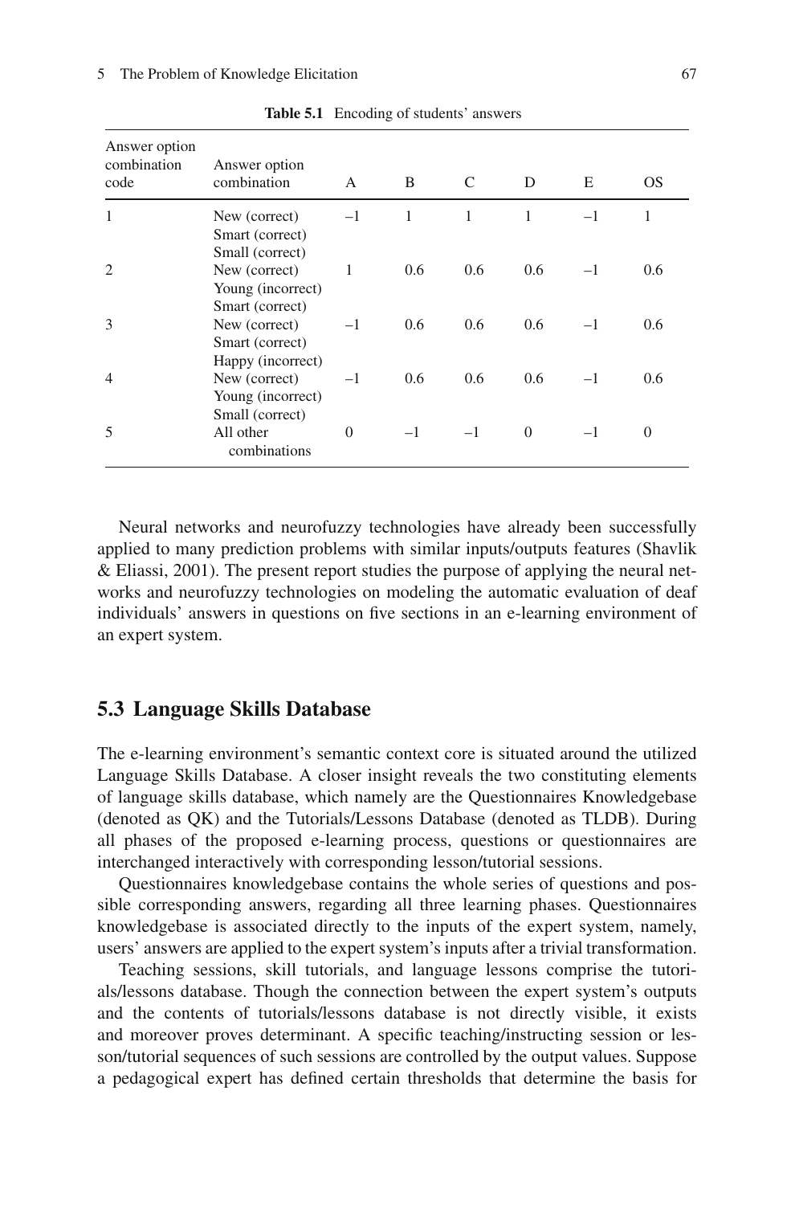**Table 5.1** Encoding of students' answers

| Answer option combination code | Answer option combination | A | B | C | D | E | OS |
|---|---|---|---|---|---|---|---|
| 1 | New (correct) Smart (correct) Small (correct) | –1 | 1 | 1 | 1 | –1 | 1 |
| 2 | New (correct) Young (incorrect) Smart (correct) | 1 | 0.6 | 0.6 | 0.6 | –1 | 0.6 |
| 3 | New (correct) Smart (correct) Happy (incorrect) | –1 | 0.6 | 0.6 | 0.6 | –1 | 0.6 |
| 4 | New (correct) Young (incorrect) Small (correct) | –1 | 0.6 | 0.6 | 0.6 | –1 | 0.6 |
| 5 | All other combinations | 0 | –1 | –1 | 0 | –1 | 0 |

Neural networks and neurofuzzy technologies have already been successfully applied to many prediction problems with similar inputs/outputs features (Shavlik & Eliassi, 2001). The present report studies the purpose of applying the neural networks and neurofuzzy technologies on modeling the automatic evaluation of deaf individuals' answers in questions on five sections in an e-learning environment of an expert system.

## 5.3 Language Skills Database

The e-learning environment's semantic context core is situated around the utilized Language Skills Database. A closer insight reveals the two constituting elements of language skills database, which namely are the Questionnaires Knowledgebase (denoted as QK) and the Tutorials/Lessons Database (denoted as TLDB). During all phases of the proposed e-learning process, questions or questionnaires are interchanged interactively with corresponding lesson/tutorial sessions.

Questionnaires knowledgebase contains the whole series of questions and possible corresponding answers, regarding all three learning phases. Questionnaires knowledgebase is associated directly to the inputs of the expert system, namely, users' answers are applied to the expert system's inputs after a trivial transformation.

Teaching sessions, skill tutorials, and language lessons comprise the tutorials/lessons database. Though the connection between the expert system's outputs and the contents of tutorials/lessons database is not directly visible, it exists and moreover proves determinant. A specific teaching/instructing session or lesson/tutorial sequences of such sessions are controlled by the output values. Suppose a pedagogical expert has defined certain thresholds that determine the basis for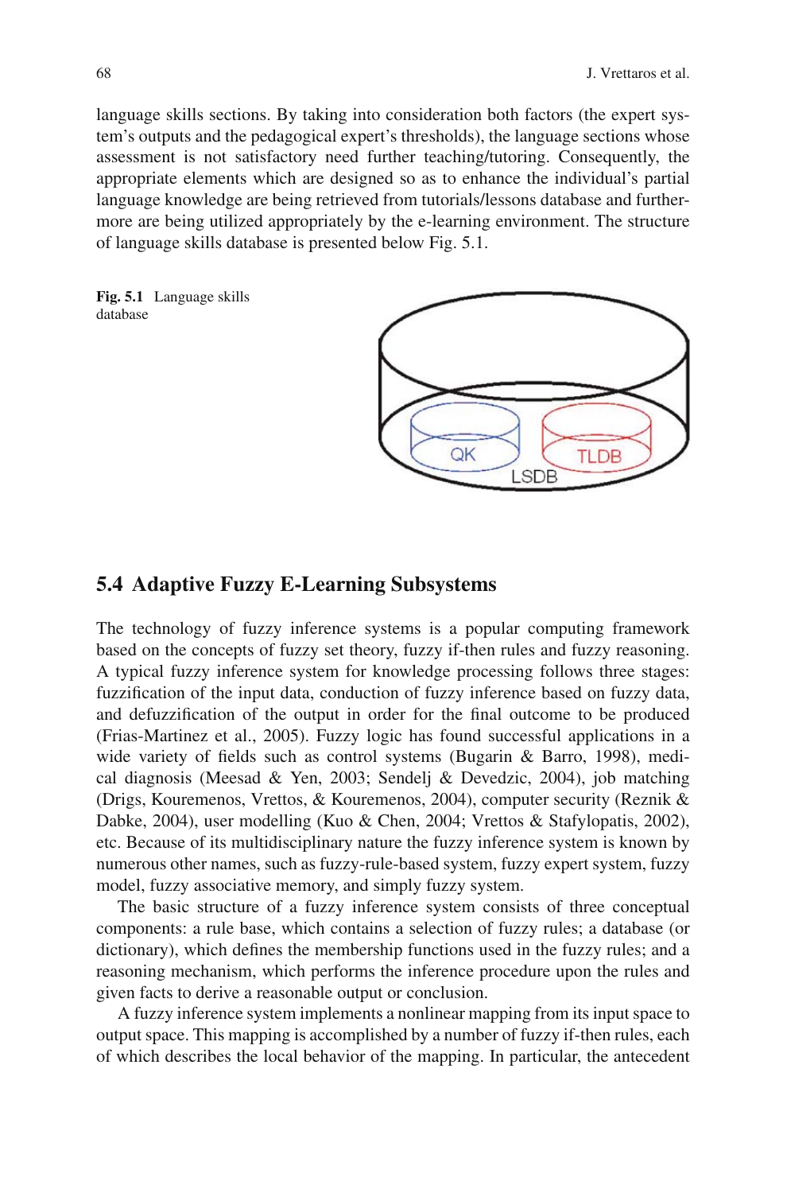language skills sections. By taking into consideration both factors (the expert system's outputs and the pedagogical expert's thresholds), the language sections whose assessment is not satisfactory need further teaching/tutoring. Consequently, the appropriate elements which are designed so as to enhance the individual's partial language knowledge are being retrieved from tutorials/lessons database and furthermore are being utilized appropriately by the e-learning environment. The structure of language skills database is presented below Fig. 5.1.

**Fig. 5.1** Language skills database

## 5.4 Adaptive Fuzzy E-Learning Subsystems

The technology of fuzzy inference systems is a popular computing framework based on the concepts of fuzzy set theory, fuzzy if-then rules and fuzzy reasoning. A typical fuzzy inference system for knowledge processing follows three stages: fuzzification of the input data, conduction of fuzzy inference based on fuzzy data, and defuzzification of the output in order for the final outcome to be produced (Frias-Martinez et al., 2005). Fuzzy logic has found successful applications in a wide variety of fields such as control systems (Bugarin & Barro, 1998), medical diagnosis (Meesad & Yen, 2003; Sendelj & Devedzic, 2004), job matching (Drigs, Kouremenos, Vrettos, & Kouremenos, 2004), computer security (Reznik & Dabke, 2004), user modelling (Kuo & Chen, 2004; Vrettos & Stafylopatis, 2002), etc. Because of its multidisciplinary nature the fuzzy inference system is known by numerous other names, such as fuzzy-rule-based system, fuzzy expert system, fuzzy model, fuzzy associative memory, and simply fuzzy system.

The basic structure of a fuzzy inference system consists of three conceptual components: a rule base, which contains a selection of fuzzy rules; a database (or dictionary), which defines the membership functions used in the fuzzy rules; and a reasoning mechanism, which performs the inference procedure upon the rules and given facts to derive a reasonable output or conclusion.

A fuzzy inference system implements a nonlinear mapping from its input space to output space. This mapping is accomplished by a number of fuzzy if-then rules, each of which describes the local behavior of the mapping. In particular, the antecedent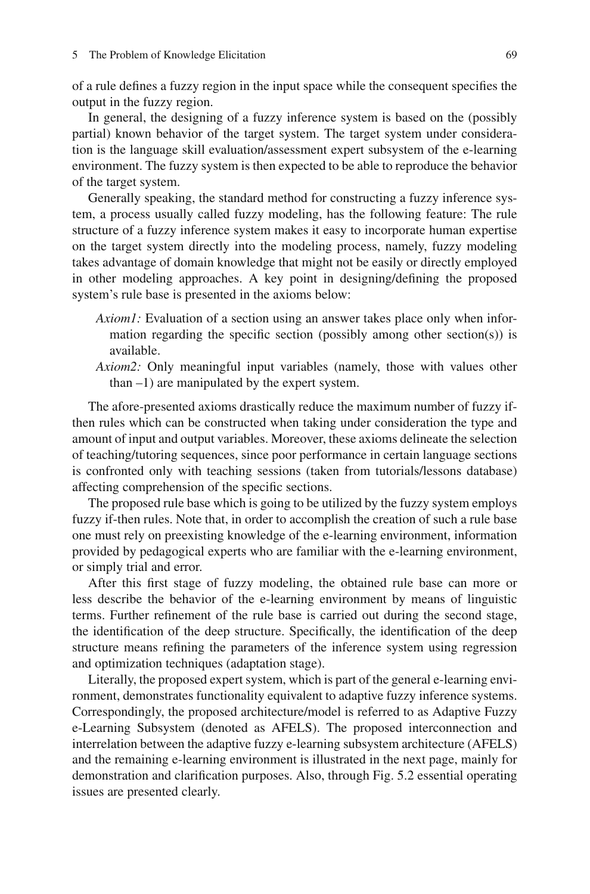of a rule defines a fuzzy region in the input space while the consequent specifies the output in the fuzzy region.

In general, the designing of a fuzzy inference system is based on the (possibly partial) known behavior of the target system. The target system under consideration is the language skill evaluation/assessment expert subsystem of the e-learning environment. The fuzzy system is then expected to be able to reproduce the behavior of the target system.

Generally speaking, the standard method for constructing a fuzzy inference system, a process usually called fuzzy modeling, has the following feature: The rule structure of a fuzzy inference system makes it easy to incorporate human expertise on the target system directly into the modeling process, namely, fuzzy modeling takes advantage of domain knowledge that might not be easily or directly employed in other modeling approaches. A key point in designing/defining the proposed system's rule base is presented in the axioms below:

*Axiom1:* Evaluation of a section using an answer takes place only when information regarding the specific section (possibly among other section(s)) is available.

*Axiom2:* Only meaningful input variables (namely, those with values other than –1) are manipulated by the expert system.

The afore-presented axioms drastically reduce the maximum number of fuzzy if-then rules which can be constructed when taking under consideration the type and amount of input and output variables. Moreover, these axioms delineate the selection of teaching/tutoring sequences, since poor performance in certain language sections is confronted only with teaching sessions (taken from tutorials/lessons database) affecting comprehension of the specific sections.

The proposed rule base which is going to be utilized by the fuzzy system employs fuzzy if-then rules. Note that, in order to accomplish the creation of such a rule base one must rely on preexisting knowledge of the e-learning environment, information provided by pedagogical experts who are familiar with the e-learning environment, or simply trial and error.

After this first stage of fuzzy modeling, the obtained rule base can more or less describe the behavior of the e-learning environment by means of linguistic terms. Further refinement of the rule base is carried out during the second stage, the identification of the deep structure. Specifically, the identification of the deep structure means refining the parameters of the inference system using regression and optimization techniques (adaptation stage).

Literally, the proposed expert system, which is part of the general e-learning environment, demonstrates functionality equivalent to adaptive fuzzy inference systems. Correspondingly, the proposed architecture/model is referred to as Adaptive Fuzzy e-Learning Subsystem (denoted as AFELS). The proposed interconnection and interrelation between the adaptive fuzzy e-learning subsystem architecture (AFELS) and the remaining e-learning environment is illustrated in the next page, mainly for demonstration and clarification purposes. Also, through Fig. 5.2 essential operating issues are presented clearly.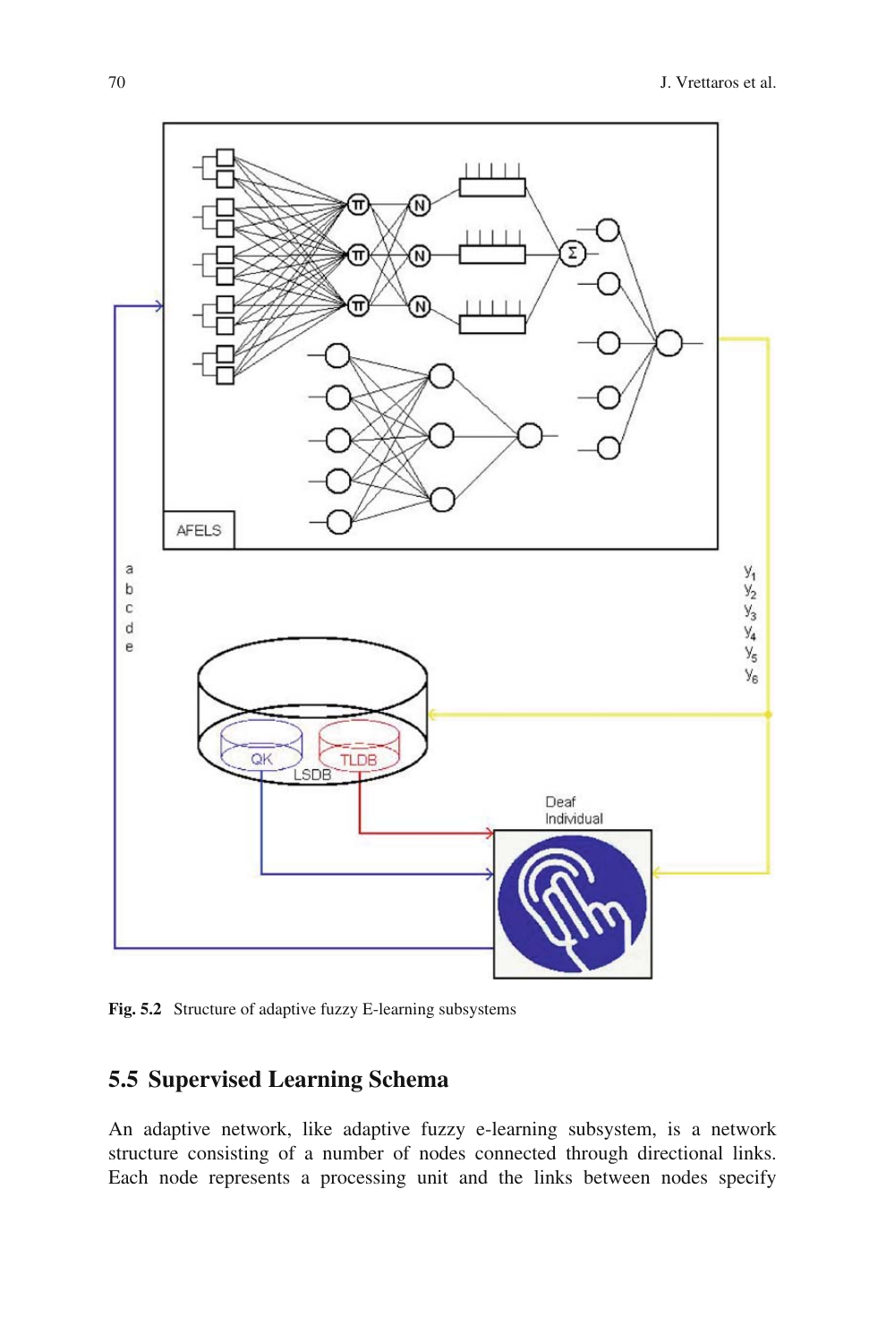Fig. 5.2 Structure of adaptive fuzzy E-learning subsystems

## 5.5 Supervised Learning Schema

An adaptive network, like adaptive fuzzy e-learning subsystem, is a network structure consisting of a number of nodes connected through directional links. Each node represents a processing unit and the links between nodes specify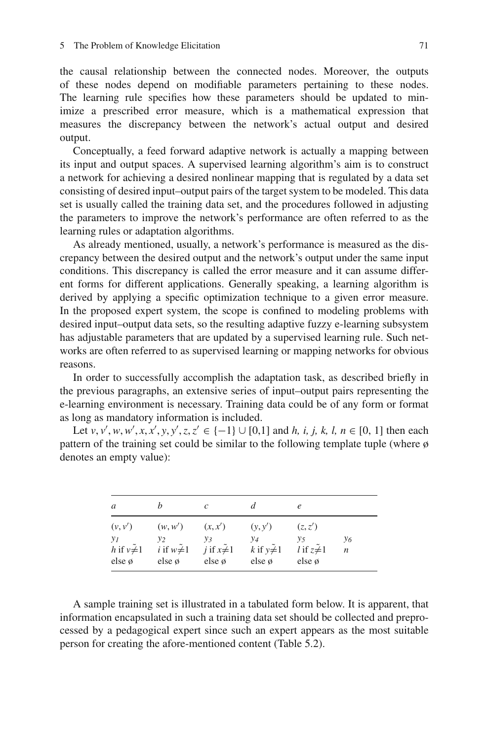the causal relationship between the connected nodes. Moreover, the outputs of these nodes depend on modifiable parameters pertaining to these nodes. The learning rule specifies how these parameters should be updated to minimize a prescribed error measure, which is a mathematical expression that measures the discrepancy between the network's actual output and desired output.

Conceptually, a feed forward adaptive network is actually a mapping between its input and output spaces. A supervised learning algorithm's aim is to construct a network for achieving a desired nonlinear mapping that is regulated by a data set consisting of desired input–output pairs of the target system to be modeled. This data set is usually called the training data set, and the procedures followed in adjusting the parameters to improve the network's performance are often referred to as the learning rules or adaptation algorithms.

As already mentioned, usually, a network's performance is measured as the discrepancy between the desired output and the network's output under the same input conditions. This discrepancy is called the error measure and it can assume different forms for different applications. Generally speaking, a learning algorithm is derived by applying a specific optimization technique to a given error measure. In the proposed expert system, the scope is confined to modeling problems with desired input–output data sets, so the resulting adaptive fuzzy e-learning subsystem has adjustable parameters that are updated by a supervised learning rule. Such networks are often referred to as supervised learning or mapping networks for obvious reasons.

In order to successfully accomplish the adaptation task, as described briefly in the previous paragraphs, an extensive series of input–output pairs representing the e-learning environment is necessary. Training data could be of any form or format as long as mandatory information is included.

Let $v, v', w, w', x, x', y, y', z, z' \in \{-1\} \cup [0,1]$ and $h, i, j, k, l, n \in [0, 1]$ then each pattern of the training set could be similar to the following template tuple (where ø denotes an empty value):

| $a$ | $b$ | $c$ | $d$ | $e$ | |
|---|---|---|---|---|---|
| $(v, v')$ | $(w, w')$ | $(x, x')$ | $(y, y')$ | $(z, z')$ | |
| $y_1$ | $y_2$ | $y_3$ | $y_4$ | $y_5$ | $y_6$ |
| $h$ if $v \tilde{\neq} 1$ | $i$ if $w \tilde{\neq} 1$ | $j$ if $x \tilde{\neq} 1$ | $k$ if $y \tilde{\neq} 1$ | $l$ if $z \tilde{\neq} 1$ | $n$ |
| else ø | else ø | else ø | else ø | else ø | |

A sample training set is illustrated in a tabulated form below. It is apparent, that information encapsulated in such a training data set should be collected and preprocessed by a pedagogical expert since such an expert appears as the most suitable person for creating the afore-mentioned content (Table 5.2).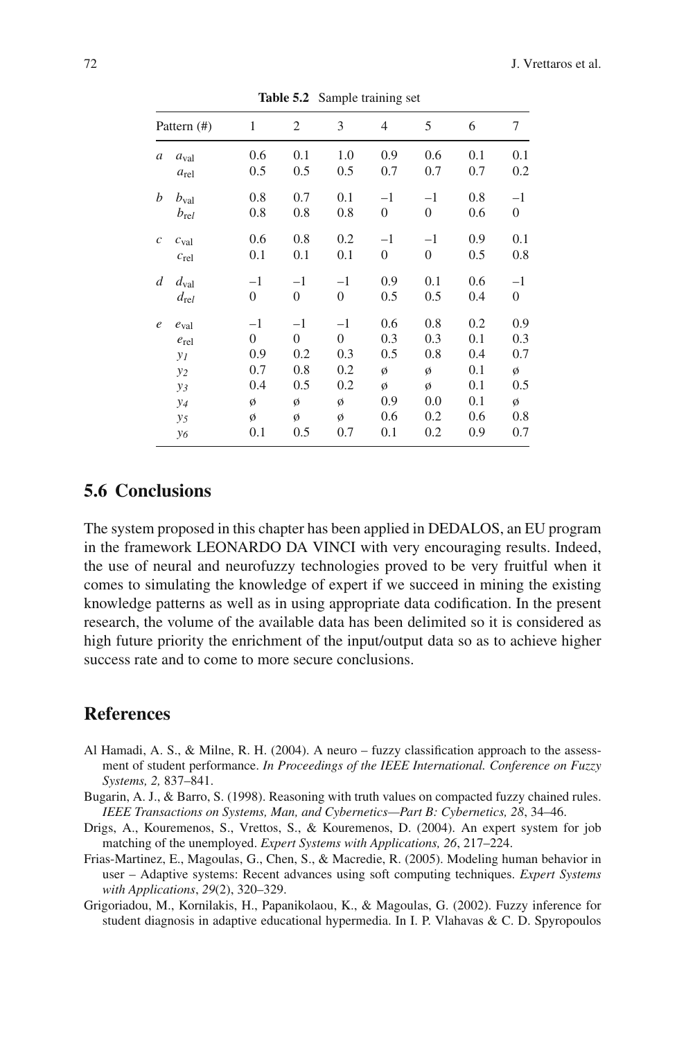**Table 5.2** Sample training set

| Pattern (#) | | 1 | 2 | 3 | 4 | 5 | 6 | 7 |
|---|---|---|---|---|---|---|---|---|
| *a* | $a_{val}$ | 0.6 | 0.1 | 1.0 | 0.9 | 0.6 | 0.1 | 0.1 |
| | $a_{rel}$ | 0.5 | 0.5 | 0.5 | 0.7 | 0.7 | 0.7 | 0.2 |
| *b* | $b_{val}$ | 0.8 | 0.7 | 0.1 | –1 | –1 | 0.8 | –1 |
| | $b_{rel}$ | 0.8 | 0.8 | 0.8 | 0 | 0 | 0.6 | 0 |
| *c* | $c_{val}$ | 0.6 | 0.8 | 0.2 | –1 | –1 | 0.9 | 0.1 |
| | $c_{rel}$ | 0.1 | 0.1 | 0.1 | 0 | 0 | 0.5 | 0.8 |
| *d* | $d_{val}$ | –1 | –1 | –1 | 0.9 | 0.1 | 0.6 | –1 |
| | $d_{rel}$ | 0 | 0 | 0 | 0.5 | 0.5 | 0.4 | 0 |
| *e* | $e_{val}$ | –1 | –1 | –1 | 0.6 | 0.8 | 0.2 | 0.9 |
| | $e_{rel}$ | 0 | 0 | 0 | 0.3 | 0.3 | 0.1 | 0.3 |
| | $y_1$ | 0.9 | 0.2 | 0.3 | 0.5 | 0.8 | 0.4 | 0.7 |
| | $y_2$ | 0.7 | 0.8 | 0.2 | ø | ø | 0.1 | ø |
| | $y_3$ | 0.4 | 0.5 | 0.2 | ø | ø | 0.1 | 0.5 |
| | $y_4$ | ø | ø | ø | 0.9 | 0.0 | 0.1 | ø |
| | $y_5$ | ø | ø | ø | 0.6 | 0.2 | 0.6 | 0.8 |
| | $y_6$ | 0.1 | 0.5 | 0.7 | 0.1 | 0.2 | 0.9 | 0.7 |

## 5.6 Conclusions

The system proposed in this chapter has been applied in DEDALOS, an EU program in the framework LEONARDO DA VINCI with very encouraging results. Indeed, the use of neural and neurofuzzy technologies proved to be very fruitful when it comes to simulating the knowledge of expert if we succeed in mining the existing knowledge patterns as well as in using appropriate data codification. In the present research, the volume of the available data has been delimited so it is considered as high future priority the enrichment of the input/output data so as to achieve higher success rate and to come to more secure conclusions.

## References

Al Hamadi, A. S., & Milne, R. H. (2004). A neuro – fuzzy classification approach to the assessment of student performance. *In Proceedings of the IEEE International. Conference on Fuzzy Systems, 2,* 837–841.

Bugarin, A. J., & Barro, S. (1998). Reasoning with truth values on compacted fuzzy chained rules. *IEEE Transactions on Systems, Man, and Cybernetics—Part B: Cybernetics, 28*, 34–46.

Drigs, A., Kouremenos, S., Vrettos, S., & Kouremenos, D. (2004). An expert system for job matching of the unemployed. *Expert Systems with Applications, 26*, 217–224.

Frias-Martinez, E., Magoulas, G., Chen, S., & Macredie, R. (2005). Modeling human behavior in user – Adaptive systems: Recent advances using soft computing techniques. *Expert Systems with Applications*, *29*(2), 320–329.

Grigoriadou, M., Kornilakis, H., Papanikolaou, K., & Magoulas, G. (2002). Fuzzy inference for student diagnosis in adaptive educational hypermedia. In I. P. Vlahavas & C. D. Spyropoulos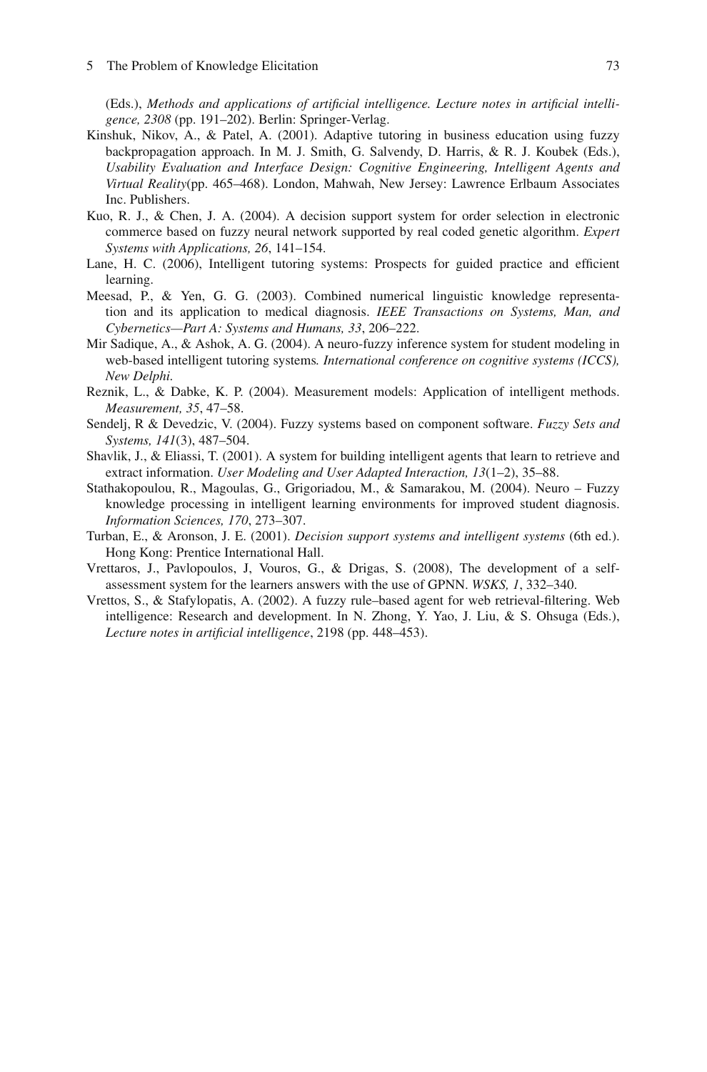(Eds.), *Methods and applications of artificial intelligence. Lecture notes in artificial intelligence, 2308* (pp. 191–202). Berlin: Springer-Verlag.

Kinshuk, Nikov, A., & Patel, A. (2001). Adaptive tutoring in business education using fuzzy backpropagation approach. In M. J. Smith, G. Salvendy, D. Harris, & R. J. Koubek (Eds.), *Usability Evaluation and Interface Design: Cognitive Engineering, Intelligent Agents and Virtual Reality*(pp. 465–468). London, Mahwah, New Jersey: Lawrence Erlbaum Associates Inc. Publishers.

Kuo, R. J., & Chen, J. A. (2004). A decision support system for order selection in electronic commerce based on fuzzy neural network supported by real coded genetic algorithm. *Expert Systems with Applications, 26*, 141–154.

Lane, H. C. (2006), Intelligent tutoring systems: Prospects for guided practice and efficient learning.

Meesad, P., & Yen, G. G. (2003). Combined numerical linguistic knowledge representation and its application to medical diagnosis. *IEEE Transactions on Systems, Man, and Cybernetics—Part A: Systems and Humans, 33*, 206–222.

Mir Sadique, A., & Ashok, A. G. (2004). A neuro-fuzzy inference system for student modeling in web-based intelligent tutoring systems*. International conference on cognitive systems (ICCS), New Delphi.*

Reznik, L., & Dabke, K. P. (2004). Measurement models: Application of intelligent methods. *Measurement, 35*, 47–58.

Sendelj, R & Devedzic, V. (2004). Fuzzy systems based on component software. *Fuzzy Sets and Systems, 141*(3), 487–504.

Shavlik, J., & Eliassi, T. (2001). A system for building intelligent agents that learn to retrieve and extract information. *User Modeling and User Adapted Interaction, 13*(1–2), 35–88.

Stathakopoulou, R., Magoulas, G., Grigoriadou, M., & Samarakou, M. (2004). Neuro – Fuzzy knowledge processing in intelligent learning environments for improved student diagnosis. *Information Sciences, 170*, 273–307.

Turban, E., & Aronson, J. E. (2001). *Decision support systems and intelligent systems* (6th ed.). Hong Kong: Prentice International Hall.

Vrettaros, J., Pavlopoulos, J, Vouros, G., & Drigas, S. (2008), The development of a self-assessment system for the learners answers with the use of GPNN. *WSKS, 1*, 332–340.

Vrettos, S., & Stafylopatis, A. (2002). A fuzzy rule–based agent for web retrieval-filtering. Web intelligence: Research and development. In N. Zhong, Y. Yao, J. Liu, & S. Ohsuga (Eds.), *Lecture notes in artificial intelligence*, 2198 (pp. 448–453).